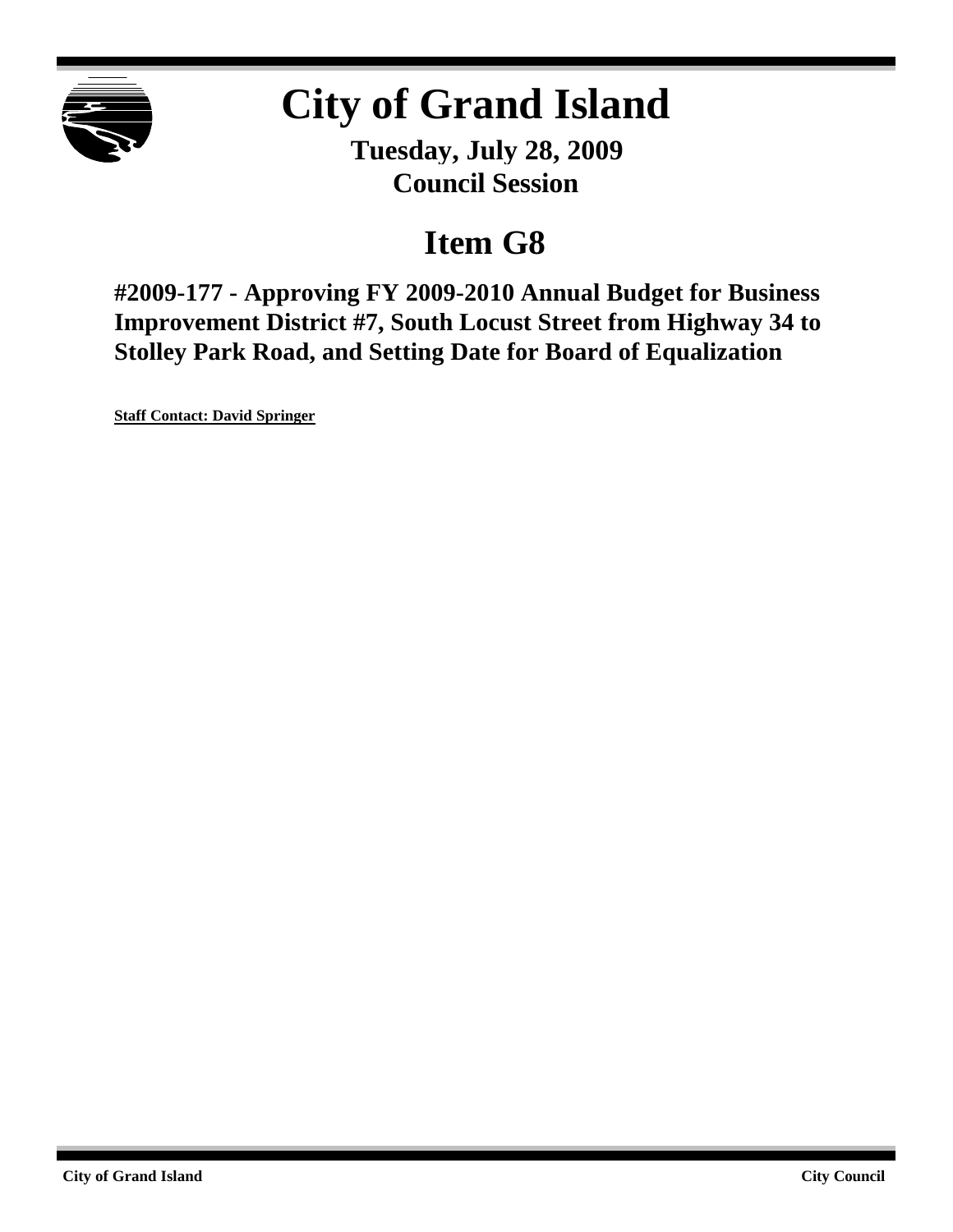# City of Grand Island

**Tuesday, July 28, 2009**
**Council Session**

## Item G8

### #2009-177 - Approving FY 2009-2010 Annual Budget for Business Improvement District #7, South Locust Street from Highway 34 to Stolley Park Road, and Setting Date for Board of Equalization

**Staff Contact: David Springer**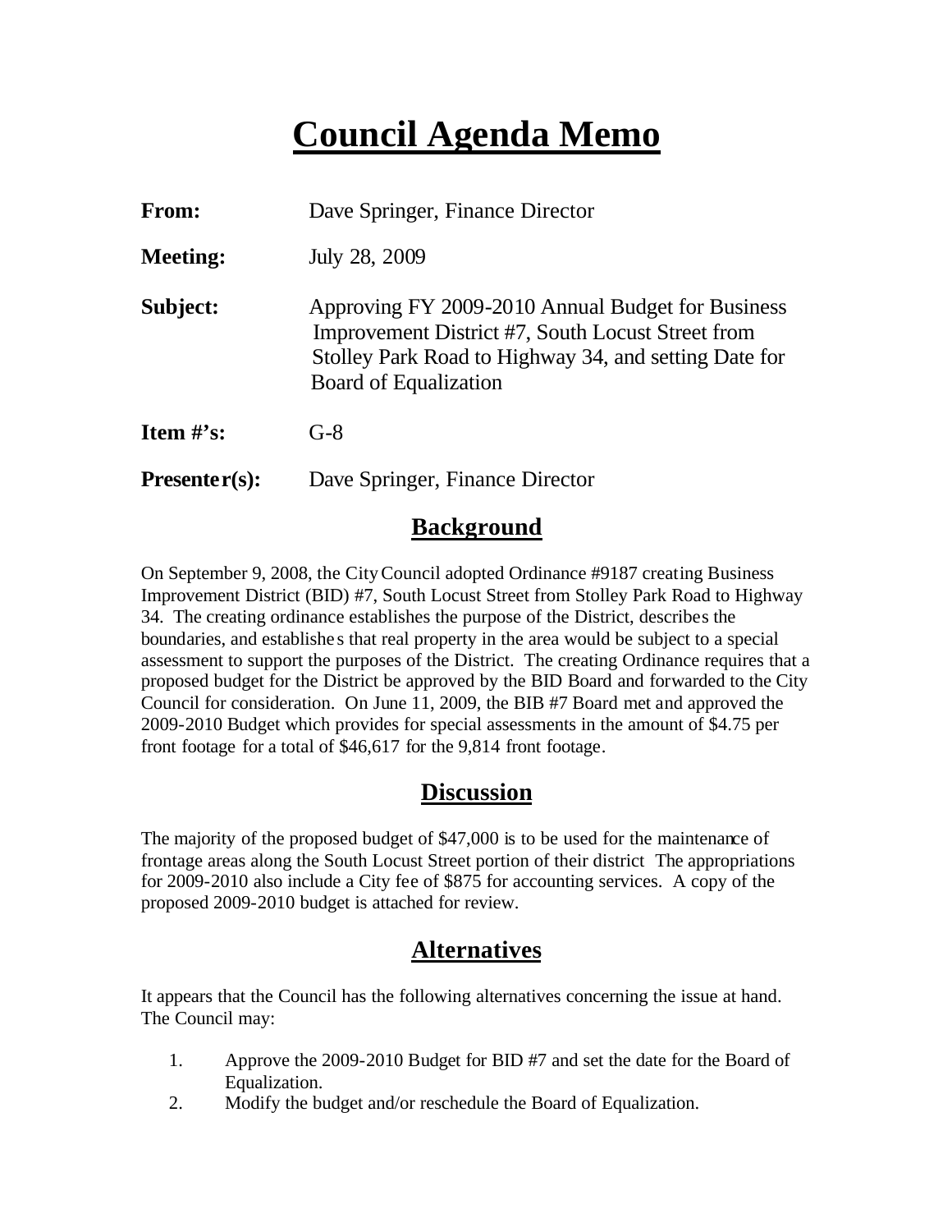# Council Agenda Memo

| | |
|---|---|
| **From:** | Dave Springer, Finance Director |
| **Meeting:** | July 28, 2009 |
| **Subject:** | Approving FY 2009-2010 Annual Budget for Business Improvement District #7, South Locust Street from Stolley Park Road to Highway 34, and setting Date for Board of Equalization |
| **Item #'s:** | G-8 |
| **Presenter(s):** | Dave Springer, Finance Director |

## Background

On September 9, 2008, the City Council adopted Ordinance #9187 creating Business Improvement District (BID) #7, South Locust Street from Stolley Park Road to Highway 34. The creating ordinance establishes the purpose of the District, describes the boundaries, and establishes that real property in the area would be subject to a special assessment to support the purposes of the District. The creating Ordinance requires that a proposed budget for the District be approved by the BID Board and forwarded to the City Council for consideration. On June 11, 2009, the BIB #7 Board met and approved the 2009-2010 Budget which provides for special assessments in the amount of $4.75 per front footage for a total of $46,617 for the 9,814 front footage.

## Discussion

The majority of the proposed budget of $47,000 is to be used for the maintenance of frontage areas along the South Locust Street portion of their district The appropriations for 2009-2010 also include a City fee of $875 for accounting services. A copy of the proposed 2009-2010 budget is attached for review.

## Alternatives

It appears that the Council has the following alternatives concerning the issue at hand. The Council may:

1. Approve the 2009-2010 Budget for BID #7 and set the date for the Board of Equalization.
2. Modify the budget and/or reschedule the Board of Equalization.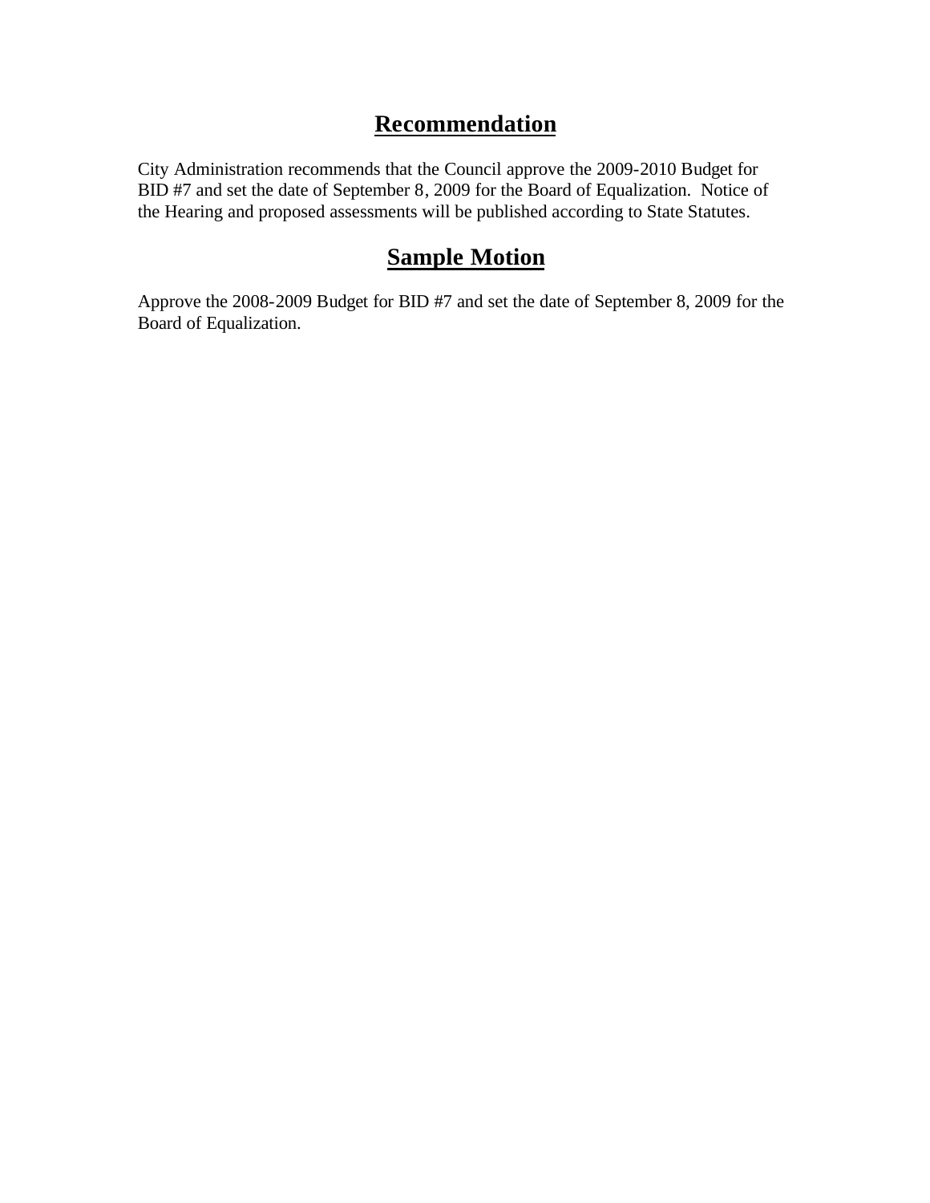## **Recommendation**

City Administration recommends that the Council approve the 2009-2010 Budget for BID #7 and set the date of September 8, 2009 for the Board of Equalization. Notice of the Hearing and proposed assessments will be published according to State Statutes.

## **Sample Motion**

Approve the 2008-2009 Budget for BID #7 and set the date of September 8, 2009 for the Board of Equalization.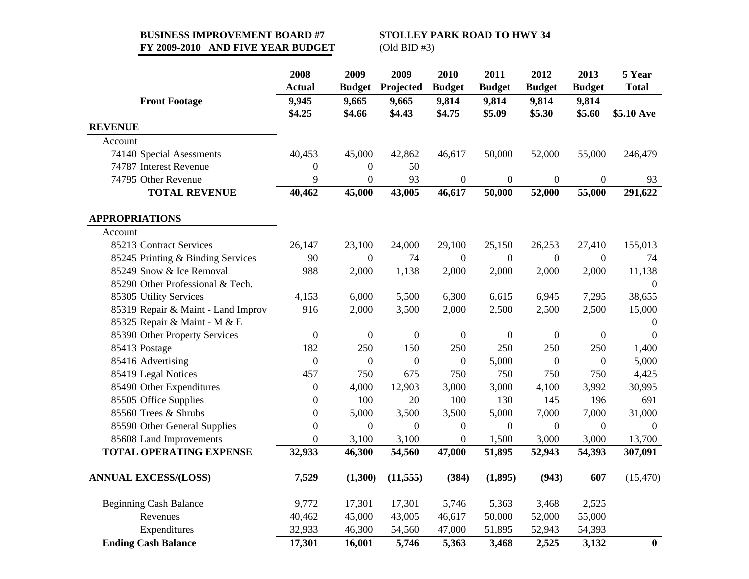**BUSINESS IMPROVEMENT BOARD #7**
**FY 2009-2010 AND FIVE YEAR BUDGET**

**STOLLEY PARK ROAD TO HWY 34**
(Old BID #3)

| | 2008 Actual | 2009 Budget | 2009 Projected | 2010 Budget | 2011 Budget | 2012 Budget | 2013 Budget | 5 Year Total |
|---|---|---|---|---|---|---|---|---|
| **Front Footage** | **9,945** | **9,665** | **9,665** | **9,814** | **9,814** | **9,814** | **9,814** | |
| | **$4.25** | **$4.66** | **$4.43** | **$4.75** | **$5.09** | **$5.30** | **$5.60** | **$5.10 Ave** |
| **REVENUE** | | | | | | | | |
| Account | | | | | | | | |
| 74140 Special Asessments | 40,453 | 45,000 | 42,862 | 46,617 | 50,000 | 52,000 | 55,000 | 246,479 |
| 74787 Interest Revenue | 0 | 0 | 50 | | | | | |
| 74795 Other Revenue | 9 | 0 | 93 | 0 | 0 | 0 | 0 | 93 |
| **TOTAL REVENUE** | **40,462** | **45,000** | **43,005** | **46,617** | **50,000** | **52,000** | **55,000** | **291,622** |
| **APPROPRIATIONS** | | | | | | | | |
| Account | | | | | | | | |
| 85213 Contract Services | 26,147 | 23,100 | 24,000 | 29,100 | 25,150 | 26,253 | 27,410 | 155,013 |
| 85245 Printing & Binding Services | 90 | 0 | 74 | 0 | 0 | 0 | 0 | 74 |
| 85249 Snow & Ice Removal | 988 | 2,000 | 1,138 | 2,000 | 2,000 | 2,000 | 2,000 | 11,138 |
| 85290 Other Professional & Tech. | | | | | | | | 0 |
| 85305 Utility Services | 4,153 | 6,000 | 5,500 | 6,300 | 6,615 | 6,945 | 7,295 | 38,655 |
| 85319 Repair & Maint - Land Improv | 916 | 2,000 | 3,500 | 2,000 | 2,500 | 2,500 | 2,500 | 15,000 |
| 85325 Repair & Maint - M & E | | | | | | | | 0 |
| 85390 Other Property Services | 0 | 0 | 0 | 0 | 0 | 0 | 0 | 0 |
| 85413 Postage | 182 | 250 | 150 | 250 | 250 | 250 | 250 | 1,400 |
| 85416 Advertising | 0 | 0 | 0 | 0 | 5,000 | 0 | 0 | 5,000 |
| 85419 Legal Notices | 457 | 750 | 675 | 750 | 750 | 750 | 750 | 4,425 |
| 85490 Other Expenditures | 0 | 4,000 | 12,903 | 3,000 | 3,000 | 4,100 | 3,992 | 30,995 |
| 85505 Office Supplies | 0 | 100 | 20 | 100 | 130 | 145 | 196 | 691 |
| 85560 Trees & Shrubs | 0 | 5,000 | 3,500 | 3,500 | 5,000 | 7,000 | 7,000 | 31,000 |
| 85590 Other General Supplies | 0 | 0 | 0 | 0 | 0 | 0 | 0 | 0 |
| 85608 Land Improvements | 0 | 3,100 | 3,100 | 0 | 1,500 | 3,000 | 3,000 | 13,700 |
| **TOTAL OPERATING EXPENSE** | **32,933** | **46,300** | **54,560** | **47,000** | **51,895** | **52,943** | **54,393** | **307,091** |
| **ANNUAL EXCESS/(LOSS)** | **7,529** | **(1,300)** | **(11,555)** | **(384)** | **(1,895)** | **(943)** | **607** | (15,470) |
| Beginning Cash Balance | 9,772 | 17,301 | 17,301 | 5,746 | 5,363 | 3,468 | 2,525 | |
| Revenues | 40,462 | 45,000 | 43,005 | 46,617 | 50,000 | 52,000 | 55,000 | |
| Expenditures | 32,933 | 46,300 | 54,560 | 47,000 | 51,895 | 52,943 | 54,393 | |
| **Ending Cash Balance** | **17,301** | **16,001** | **5,746** | **5,363** | **3,468** | **2,525** | **3,132** | **0** |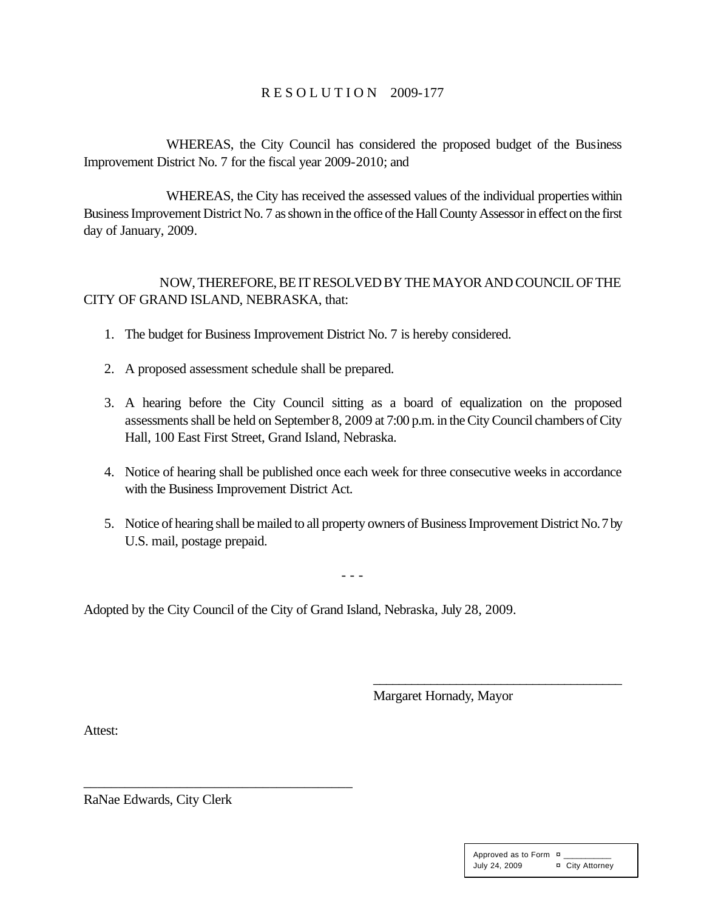# R E S O L U T I O N 2009-177

WHEREAS, the City Council has considered the proposed budget of the Business Improvement District No. 7 for the fiscal year 2009-2010; and

WHEREAS, the City has received the assessed values of the individual properties within Business Improvement District No. 7 as shown in the office of the Hall County Assessor in effect on the first day of January, 2009.

NOW, THEREFORE, BE IT RESOLVED BY THE MAYOR AND COUNCIL OF THE CITY OF GRAND ISLAND, NEBRASKA, that:

1. The budget for Business Improvement District No. 7 is hereby considered.

2. A proposed assessment schedule shall be prepared.

3. A hearing before the City Council sitting as a board of equalization on the proposed assessments shall be held on September 8, 2009 at 7:00 p.m. in the City Council chambers of City Hall, 100 East First Street, Grand Island, Nebraska.

4. Notice of hearing shall be published once each week for three consecutive weeks in accordance with the Business Improvement District Act.

5. Notice of hearing shall be mailed to all property owners of Business Improvement District No. 7 by U.S. mail, postage prepaid.

\- - -

Adopted by the City Council of the City of Grand Island, Nebraska, July 28, 2009.

_____________________________________
Margaret Hornady, Mayor

Attest:

_______________________________________
RaNae Edwards, City Clerk

| | |
|---|---|
| Approved as to Form | ¤ ___________ |
| July 24, 2009 | ¤ City Attorney |